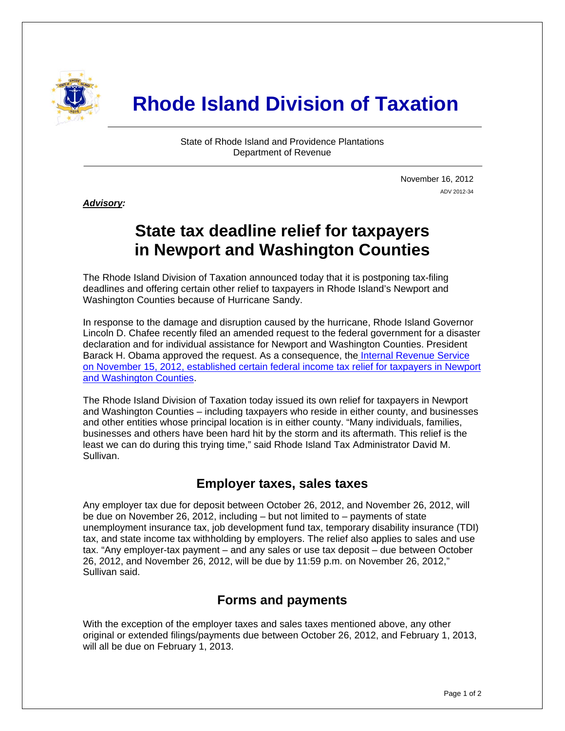# Rhode Island Division of Taxation

State of Rhode Island and Providence Plantations
Department of Revenue

November 16, 2012
ADV 2012-34

***Advisory*:**

## State tax deadline relief for taxpayers in Newport and Washington Counties

The Rhode Island Division of Taxation announced today that it is postponing tax-filing deadlines and offering certain other relief to taxpayers in Rhode Island's Newport and Washington Counties because of Hurricane Sandy.

In response to the damage and disruption caused by the hurricane, Rhode Island Governor Lincoln D. Chafee recently filed an amended request to the federal government for a disaster declaration and for individual assistance for Newport and Washington Counties. President Barack H. Obama approved the request. As a consequence, the Internal Revenue Service on November 15, 2012, established certain federal income tax relief for taxpayers in Newport and Washington Counties.

The Rhode Island Division of Taxation today issued its own relief for taxpayers in Newport and Washington Counties – including taxpayers who reside in either county, and businesses and other entities whose principal location is in either county. "Many individuals, families, businesses and others have been hard hit by the storm and its aftermath. This relief is the least we can do during this trying time," said Rhode Island Tax Administrator David M. Sullivan.

### Employer taxes, sales taxes

Any employer tax due for deposit between October 26, 2012, and November 26, 2012, will be due on November 26, 2012, including – but not limited to – payments of state unemployment insurance tax, job development fund tax, temporary disability insurance (TDI) tax, and state income tax withholding by employers. The relief also applies to sales and use tax. "Any employer-tax payment – and any sales or use tax deposit – due between October 26, 2012, and November 26, 2012, will be due by 11:59 p.m. on November 26, 2012," Sullivan said.

### Forms and payments

With the exception of the employer taxes and sales taxes mentioned above, any other original or extended filings/payments due between October 26, 2012, and February 1, 2013, will all be due on February 1, 2013.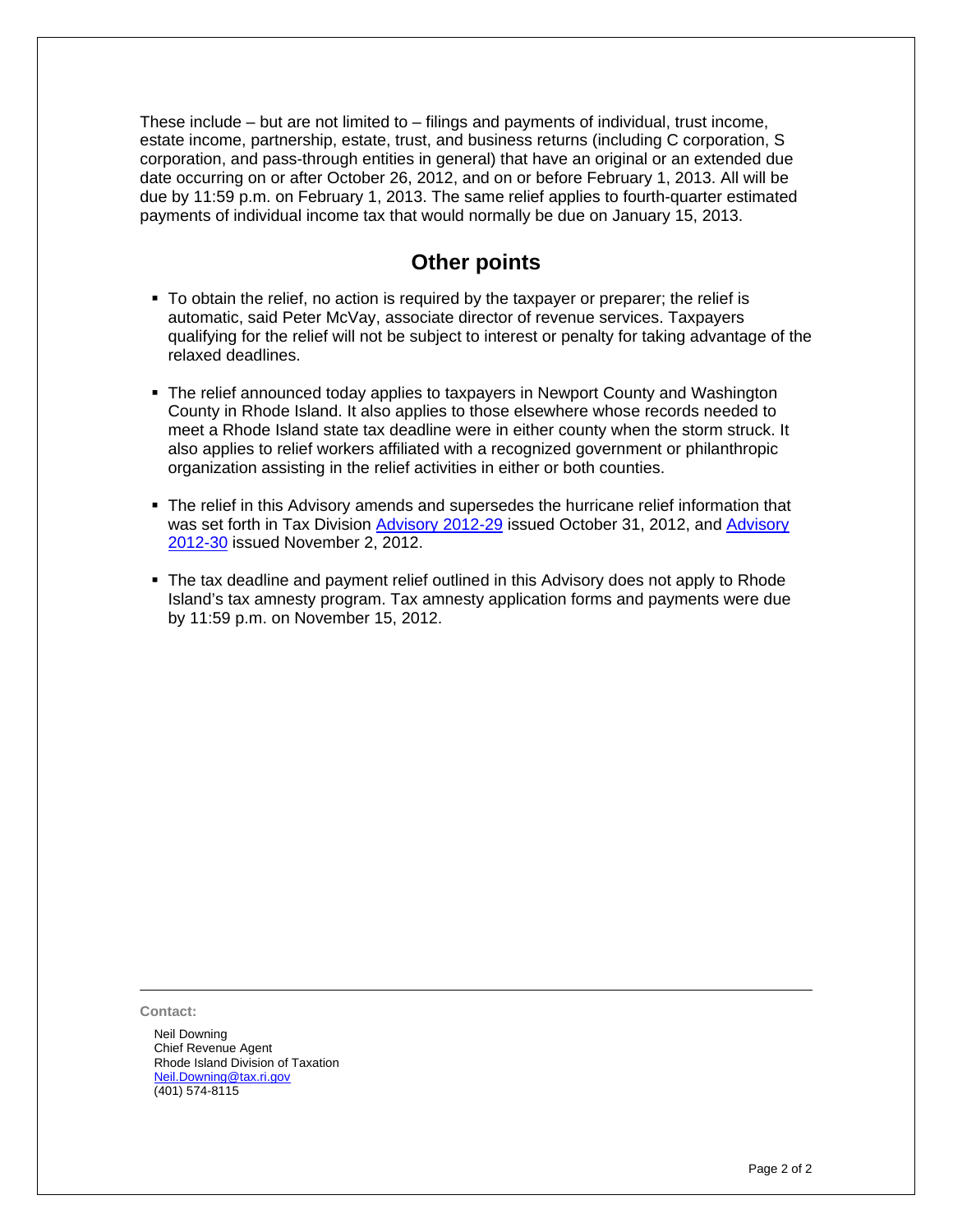These include – but are not limited to – filings and payments of individual, trust income, estate income, partnership, estate, trust, and business returns (including C corporation, S corporation, and pass-through entities in general) that have an original or an extended due date occurring on or after October 26, 2012, and on or before February 1, 2013. All will be due by 11:59 p.m. on February 1, 2013. The same relief applies to fourth-quarter estimated payments of individual income tax that would normally be due on January 15, 2013.

## Other points

- To obtain the relief, no action is required by the taxpayer or preparer; the relief is automatic, said Peter McVay, associate director of revenue services. Taxpayers qualifying for the relief will not be subject to interest or penalty for taking advantage of the relaxed deadlines.
- The relief announced today applies to taxpayers in Newport County and Washington County in Rhode Island. It also applies to those elsewhere whose records needed to meet a Rhode Island state tax deadline were in either county when the storm struck. It also applies to relief workers affiliated with a recognized government or philanthropic organization assisting in the relief activities in either or both counties.
- The relief in this Advisory amends and supersedes the hurricane relief information that was set forth in Tax Division Advisory 2012-29 issued October 31, 2012, and Advisory 2012-30 issued November 2, 2012.
- The tax deadline and payment relief outlined in this Advisory does not apply to Rhode Island's tax amnesty program. Tax amnesty application forms and payments were due by 11:59 p.m. on November 15, 2012.

---

**Contact:**

Neil Downing
Chief Revenue Agent
Rhode Island Division of Taxation
Neil.Downing@tax.ri.gov
(401) 574-8115